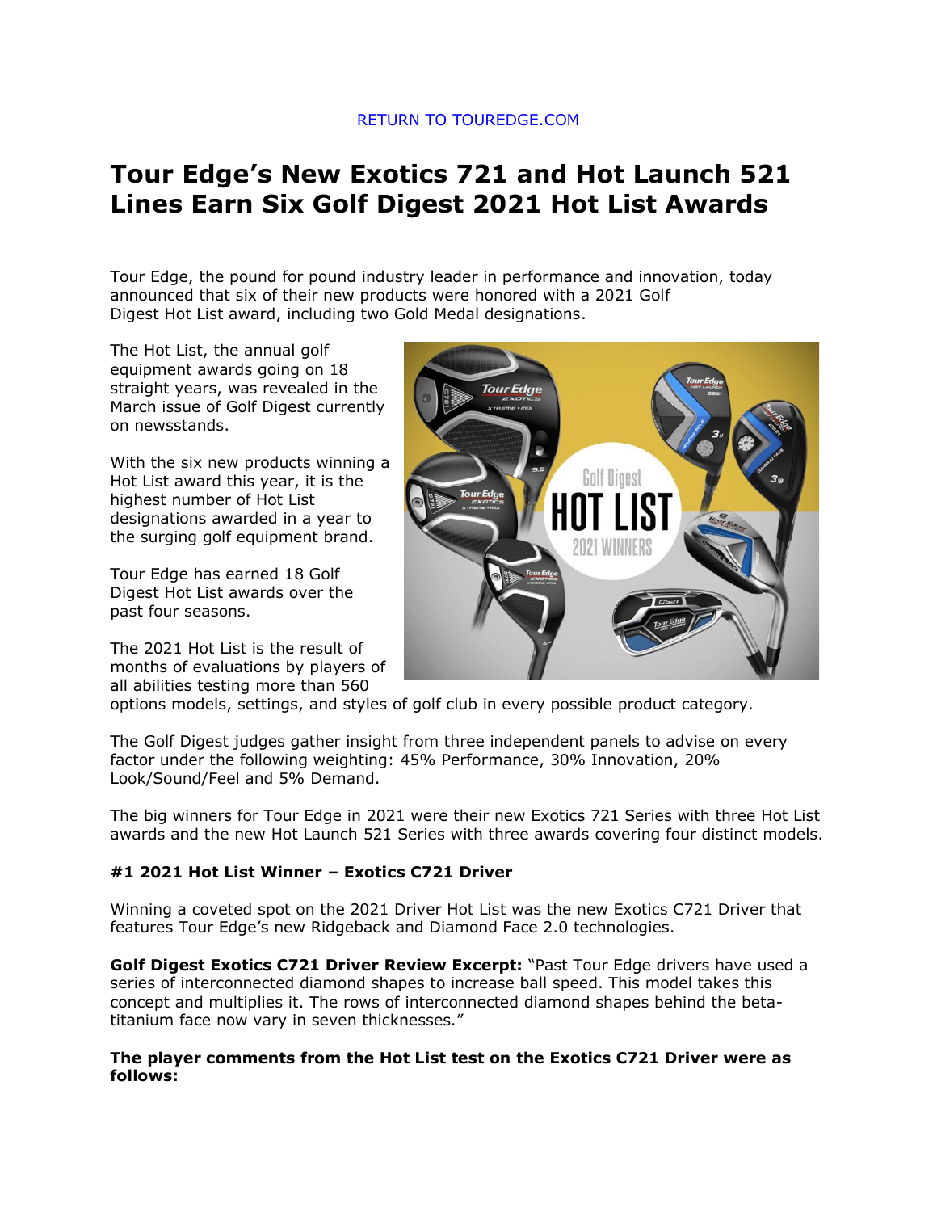RETURN TO TOUREDGE.COM

# Tour Edge's New Exotics 721 and Hot Launch 521 Lines Earn Six Golf Digest 2021 Hot List Awards

Tour Edge, the pound for pound industry leader in performance and innovation, today announced that six of their new products were honored with a 2021 Golf Digest Hot List award, including two Gold Medal designations.

The Hot List, the annual golf equipment awards going on 18 straight years, was revealed in the March issue of Golf Digest currently on newsstands.

With the six new products winning a Hot List award this year, it is the highest number of Hot List designations awarded in a year to the surging golf equipment brand.

Tour Edge has earned 18 Golf Digest Hot List awards over the past four seasons.

The 2021 Hot List is the result of months of evaluations by players of all abilities testing more than 560 options models, settings, and styles of golf club in every possible product category.

The Golf Digest judges gather insight from three independent panels to advise on every factor under the following weighting: 45% Performance, 30% Innovation, 20% Look/Sound/Feel and 5% Demand.

The big winners for Tour Edge in 2021 were their new Exotics 721 Series with three Hot List awards and the new Hot Launch 521 Series with three awards covering four distinct models.

### #1 2021 Hot List Winner – Exotics C721 Driver

Winning a coveted spot on the 2021 Driver Hot List was the new Exotics C721 Driver that features Tour Edge's new Ridgeback and Diamond Face 2.0 technologies.

**Golf Digest Exotics C721 Driver Review Excerpt:** "Past Tour Edge drivers have used a series of interconnected diamond shapes to increase ball speed. This model takes this concept and multiplies it. The rows of interconnected diamond shapes behind the beta-titanium face now vary in seven thicknesses."

**The player comments from the Hot List test on the Exotics C721 Driver were as follows:**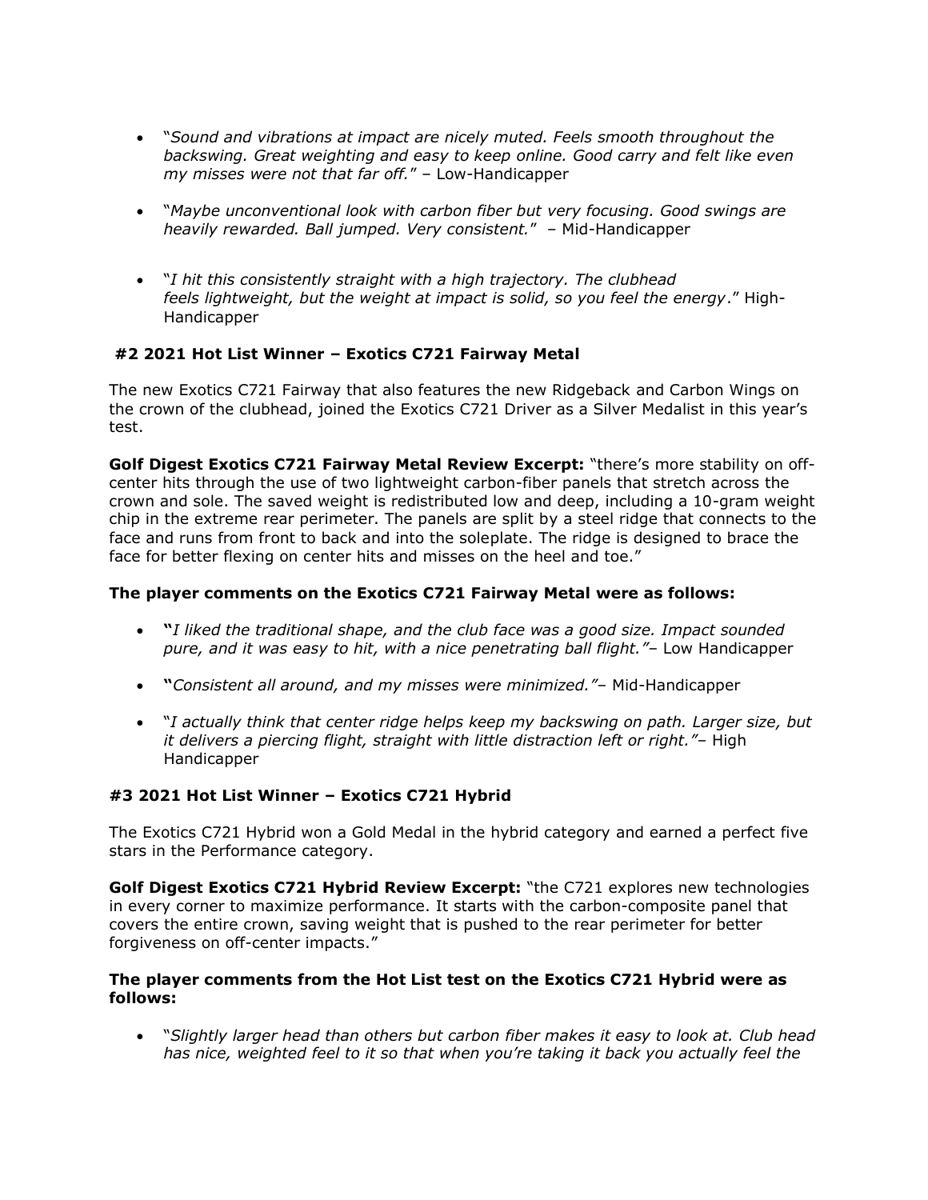- "*Sound and vibrations at impact are nicely muted. Feels smooth throughout the backswing. Great weighting and easy to keep online. Good carry and felt like even my misses were not that far off.*" – Low-Handicapper

- "*Maybe unconventional look with carbon fiber but very focusing. Good swings are heavily rewarded. Ball jumped. Very consistent.*" – Mid-Handicapper

- "*I hit this consistently straight with a high trajectory. The clubhead feels lightweight, but the weight at impact is solid, so you feel the energy*." High-Handicapper

### #2 2021 Hot List Winner – Exotics C721 Fairway Metal

The new Exotics C721 Fairway that also features the new Ridgeback and Carbon Wings on the crown of the clubhead, joined the Exotics C721 Driver as a Silver Medalist in this year's test.

**Golf Digest Exotics C721 Fairway Metal Review Excerpt:** "there's more stability on off-center hits through the use of two lightweight carbon-fiber panels that stretch across the crown and sole. The saved weight is redistributed low and deep, including a 10-gram weight chip in the extreme rear perimeter. The panels are split by a steel ridge that connects to the face and runs from front to back and into the soleplate. The ridge is designed to brace the face for better flexing on center hits and misses on the heel and toe."

**The player comments on the Exotics C721 Fairway Metal were as follows:**

- **"***I liked the traditional shape, and the club face was a good size. Impact sounded pure, and it was easy to hit, with a nice penetrating ball flight."*– Low Handicapper

- **"***Consistent all around, and my misses were minimized."*– Mid-Handicapper

- "*I actually think that center ridge helps keep my backswing on path. Larger size, but it delivers a piercing flight, straight with little distraction left or right."*– High Handicapper

### #3 2021 Hot List Winner – Exotics C721 Hybrid

The Exotics C721 Hybrid won a Gold Medal in the hybrid category and earned a perfect five stars in the Performance category.

**Golf Digest Exotics C721 Hybrid Review Excerpt:** "the C721 explores new technologies in every corner to maximize performance. It starts with the carbon-composite panel that covers the entire crown, saving weight that is pushed to the rear perimeter for better forgiveness on off-center impacts."

**The player comments from the Hot List test on the Exotics C721 Hybrid were as follows:**

- "*Slightly larger head than others but carbon fiber makes it easy to look at. Club head has nice, weighted feel to it so that when you're taking it back you actually feel the*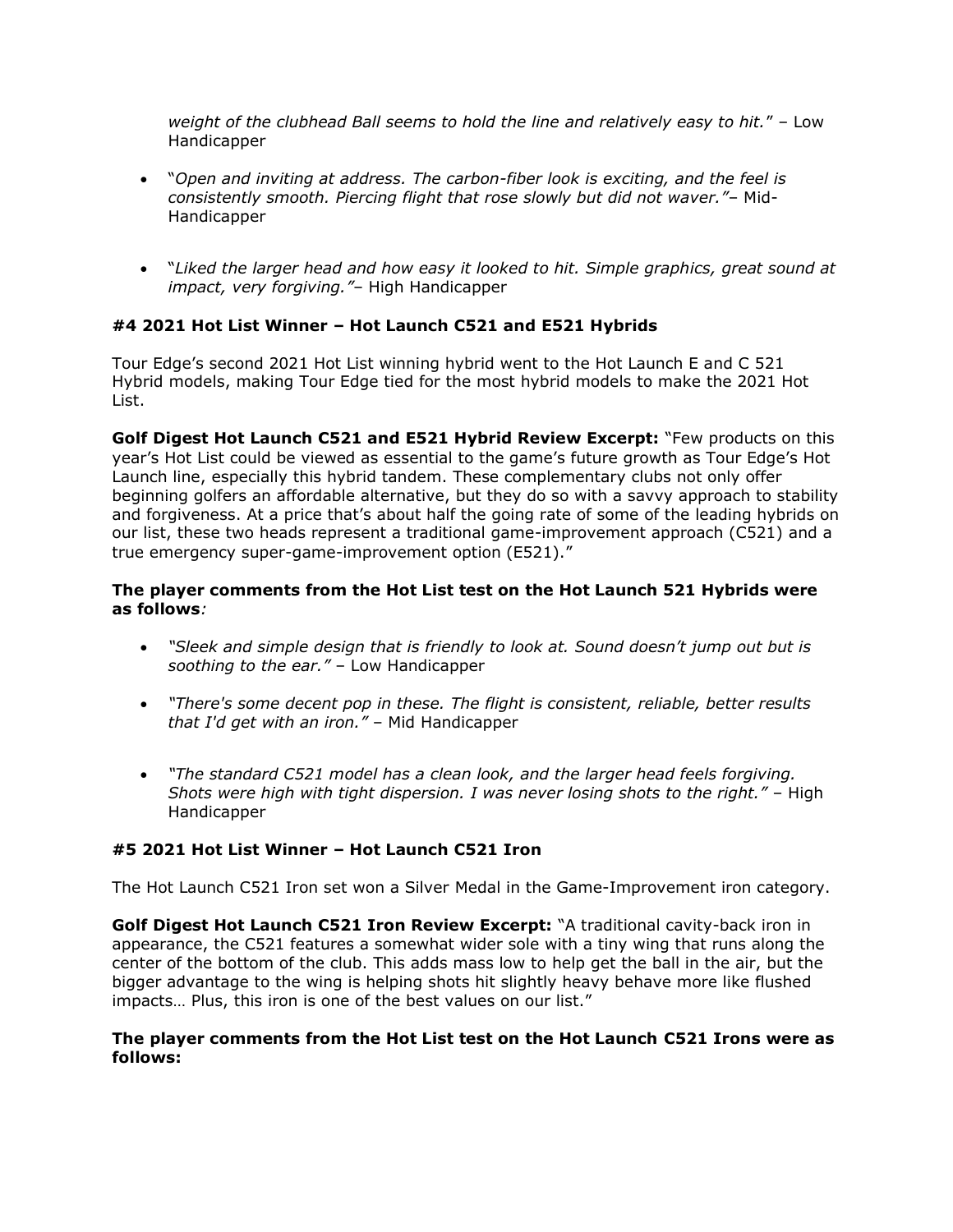*weight of the clubhead Ball seems to hold the line and relatively easy to hit.*" – Low Handicapper

- "*Open and inviting at address. The carbon-fiber look is exciting, and the feel is consistently smooth. Piercing flight that rose slowly but did not waver.*"– Mid-Handicapper

- "*Liked the larger head and how easy it looked to hit. Simple graphics, great sound at impact, very forgiving.*"– High Handicapper

**#4 2021 Hot List Winner – Hot Launch C521 and E521 Hybrids**

Tour Edge's second 2021 Hot List winning hybrid went to the Hot Launch E and C 521 Hybrid models, making Tour Edge tied for the most hybrid models to make the 2021 Hot List.

**Golf Digest Hot Launch C521 and E521 Hybrid Review Excerpt:** "Few products on this year's Hot List could be viewed as essential to the game's future growth as Tour Edge's Hot Launch line, especially this hybrid tandem. These complementary clubs not only offer beginning golfers an affordable alternative, but they do so with a savvy approach to stability and forgiveness. At a price that's about half the going rate of some of the leading hybrids on our list, these two heads represent a traditional game-improvement approach (C521) and a true emergency super-game-improvement option (E521)."

**The player comments from the Hot List test on the Hot Launch 521 Hybrids were as follows***:*

- *"Sleek and simple design that is friendly to look at. Sound doesn't jump out but is soothing to the ear."* – Low Handicapper

- *"There's some decent pop in these. The flight is consistent, reliable, better results that I'd get with an iron."* – Mid Handicapper

- *"The standard C521 model has a clean look, and the larger head feels forgiving. Shots were high with tight dispersion. I was never losing shots to the right."* – High Handicapper

**#5 2021 Hot List Winner – Hot Launch C521 Iron**

The Hot Launch C521 Iron set won a Silver Medal in the Game-Improvement iron category.

**Golf Digest Hot Launch C521 Iron Review Excerpt:** "A traditional cavity-back iron in appearance, the C521 features a somewhat wider sole with a tiny wing that runs along the center of the bottom of the club. This adds mass low to help get the ball in the air, but the bigger advantage to the wing is helping shots hit slightly heavy behave more like flushed impacts… Plus, this iron is one of the best values on our list."

**The player comments from the Hot List test on the Hot Launch C521 Irons were as follows:**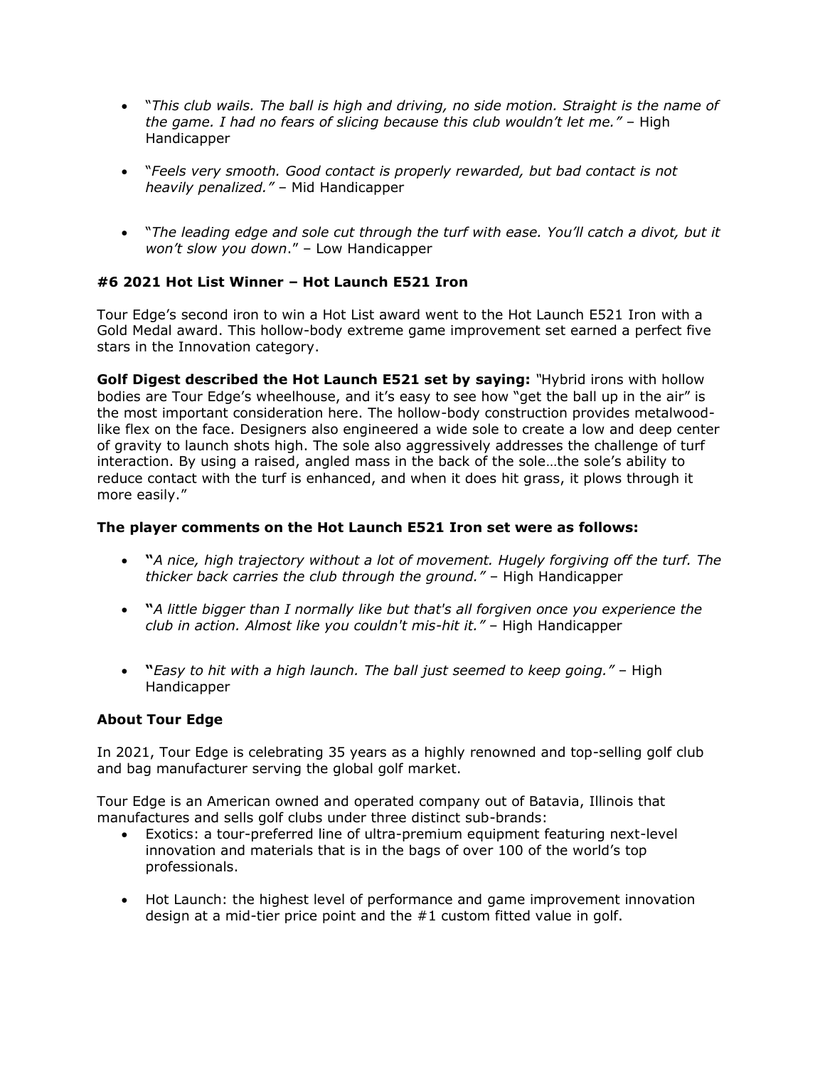- "*This club wails. The ball is high and driving, no side motion. Straight is the name of the game. I had no fears of slicing because this club wouldn't let me."* – High Handicapper

- "*Feels very smooth. Good contact is properly rewarded, but bad contact is not heavily penalized."* – Mid Handicapper

- "*The leading edge and sole cut through the turf with ease. You'll catch a divot, but it won't slow you down*." – Low Handicapper

**#6 2021 Hot List Winner – Hot Launch E521 Iron**

Tour Edge's second iron to win a Hot List award went to the Hot Launch E521 Iron with a Gold Medal award. This hollow-body extreme game improvement set earned a perfect five stars in the Innovation category.

**Golf Digest described the Hot Launch E521 set by saying:** *"*Hybrid irons with hollow bodies are Tour Edge's wheelhouse, and it's easy to see how "get the ball up in the air" is the most important consideration here. The hollow-body construction provides metalwood-like flex on the face. Designers also engineered a wide sole to create a low and deep center of gravity to launch shots high. The sole also aggressively addresses the challenge of turf interaction. By using a raised, angled mass in the back of the sole…the sole's ability to reduce contact with the turf is enhanced, and when it does hit grass, it plows through it more easily."

**The player comments on the Hot Launch E521 Iron set were as follows:**

- **"***A nice, high trajectory without a lot of movement. Hugely forgiving off the turf. The thicker back carries the club through the ground."* – High Handicapper

- **"***A little bigger than I normally like but that's all forgiven once you experience the club in action. Almost like you couldn't mis-hit it."* – High Handicapper

- **"***Easy to hit with a high launch. The ball just seemed to keep going."* – High Handicapper

**About Tour Edge**

In 2021, Tour Edge is celebrating 35 years as a highly renowned and top-selling golf club and bag manufacturer serving the global golf market.

Tour Edge is an American owned and operated company out of Batavia, Illinois that manufactures and sells golf clubs under three distinct sub-brands:

- Exotics: a tour-preferred line of ultra-premium equipment featuring next-level innovation and materials that is in the bags of over 100 of the world's top professionals.

- Hot Launch: the highest level of performance and game improvement innovation design at a mid-tier price point and the #1 custom fitted value in golf.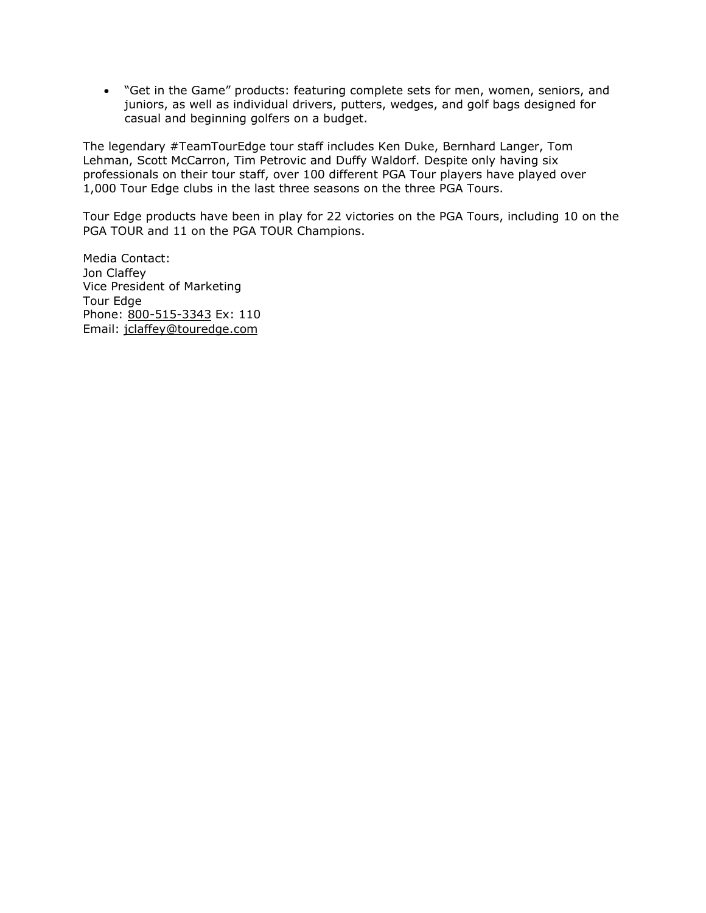- “Get in the Game” products: featuring complete sets for men, women, seniors, and juniors, as well as individual drivers, putters, wedges, and golf bags designed for casual and beginning golfers on a budget.

The legendary #TeamTourEdge tour staff includes Ken Duke, Bernhard Langer, Tom Lehman, Scott McCarron, Tim Petrovic and Duffy Waldorf. Despite only having six professionals on their tour staff, over 100 different PGA Tour players have played over 1,000 Tour Edge clubs in the last three seasons on the three PGA Tours.

Tour Edge products have been in play for 22 victories on the PGA Tours, including 10 on the PGA TOUR and 11 on the PGA TOUR Champions.

Media Contact:
Jon Claffey
Vice President of Marketing
Tour Edge
Phone: 800-515-3343 Ex: 110
Email: jclaffey@touredge.com